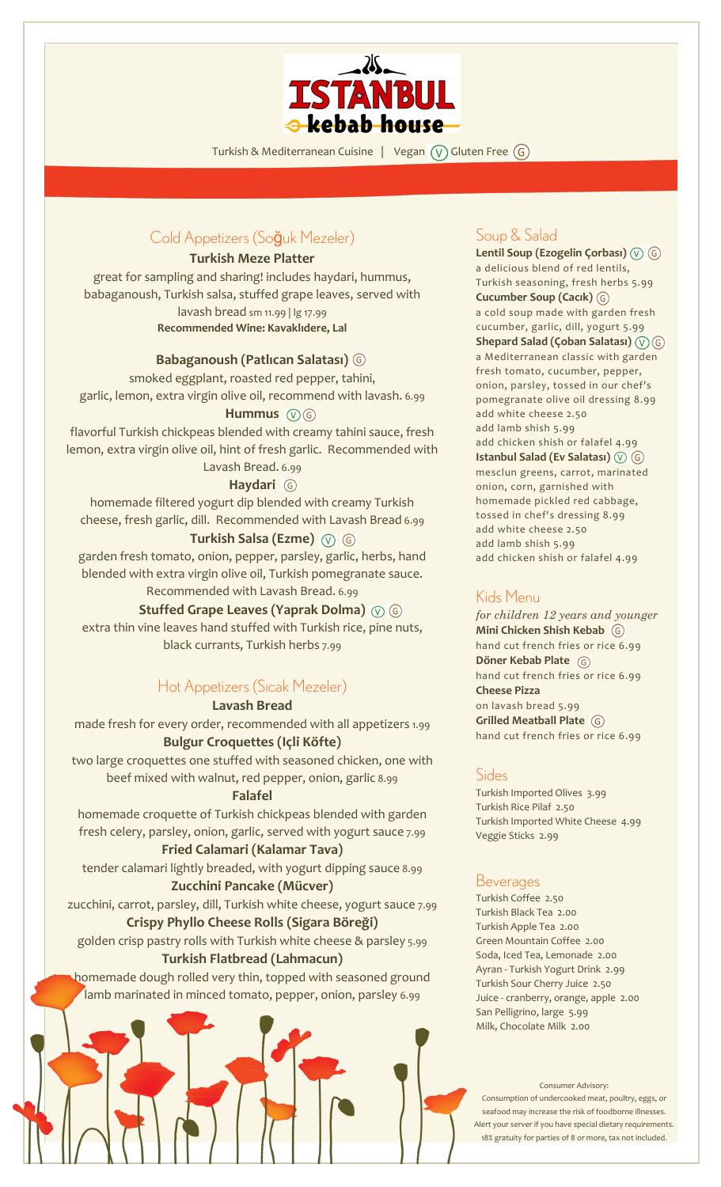# ISTANBUL kebab house

Turkish & Mediterranean Cuisine | Vegan (V) Gluten Free (G)

## Cold Appetizers (Soğuk Mezeler)

**Turkish Meze Platter**

great for sampling and sharing! includes haydari, hummus, babaganoush, Turkish salsa, stuffed grape leaves, served with lavash bread sm 11.99 | lg 17.99

**Recommended Wine: Kavaklıdere, Lal**

**Babaganoush (Patlıcan Salatası)** (G)

smoked eggplant, roasted red pepper, tahini, garlic, lemon, extra virgin olive oil, recommend with lavash. 6.99

**Hummus** (V) (G)

flavorful Turkish chickpeas blended with creamy tahini sauce, fresh lemon, extra virgin olive oil, hint of fresh garlic. Recommended with Lavash Bread. 6.99

**Haydari** (G)

homemade filtered yogurt dip blended with creamy Turkish cheese, fresh garlic, dill. Recommended with Lavash Bread 6.99

**Turkish Salsa (Ezme)** (V) (G)

garden fresh tomato, onion, pepper, parsley, garlic, herbs, hand blended with extra virgin olive oil, Turkish pomegranate sauce. Recommended with Lavash Bread. 6.99

**Stuffed Grape Leaves (Yaprak Dolma)** (V) (G)

extra thin vine leaves hand stuffed with Turkish rice, pine nuts, black currants, Turkish herbs 7.99

## Hot Appetizers (Sıcak Mezeler)

**Lavash Bread**

made fresh for every order, recommended with all appetizers 1.99

**Bulgur Croquettes (Içli Köfte)**

two large croquettes one stuffed with seasoned chicken, one with beef mixed with walnut, red pepper, onion, garlic 8.99

**Falafel**

homemade croquette of Turkish chickpeas blended with garden fresh celery, parsley, onion, garlic, served with yogurt sauce 7.99

**Fried Calamari (Kalamar Tava)**

tender calamari lightly breaded, with yogurt dipping sauce 8.99

**Zucchini Pancake (Mücver)**

zucchini, carrot, parsley, dill, Turkish white cheese, yogurt sauce 7.99

**Crispy Phyllo Cheese Rolls (Sigara Böreği)**

golden crisp pastry rolls with Turkish white cheese & parsley 5.99

**Turkish Flatbread (Lahmacun)**

homemade dough rolled very thin, topped with seasoned ground lamb marinated in minced tomato, pepper, onion, parsley 6.99

## Soup & Salad

**Lentil Soup (Ezogelin Çorbası)** (V) (G)

a delicious blend of red lentils, Turkish seasoning, fresh herbs 5.99

**Cucumber Soup (Cacık)** (G)

a cold soup made with garden fresh cucumber, garlic, dill, yogurt 5.99

**Shepard Salad (Çoban Salatası)** (V) (G)

a Mediterranean classic with garden fresh tomato, cucumber, pepper, onion, parsley, tossed in our chef's pomegranate olive oil dressing 8.99

add white cheese 2.50
add lamb shish 5.99
add chicken shish or falafel 4.99

**Istanbul Salad (Ev Salatası)** (V) (G)

mesclun greens, carrot, marinated onion, corn, garnished with homemade pickled red cabbage, tossed in chef's dressing 8.99

add white cheese 2.50
add lamb shish 5.99
add chicken shish or falafel 4.99

## Kids Menu

*for children 12 years and younger*

**Mini Chicken Shish Kebab** (G)

hand cut french fries or rice 6.99

**Döner Kebab Plate** (G)

hand cut french fries or rice 6.99

**Cheese Pizza**

on lavash bread 5.99

**Grilled Meatball Plate** (G)

hand cut french fries or rice 6.99

## Sides

Turkish Imported Olives 3.99
Turkish Rice Pilaf 2.50
Turkish Imported White Cheese 4.99
Veggie Sticks 2.99

## Beverages

Turkish Coffee 2.50
Turkish Black Tea 2.00
Turkish Apple Tea 2.00
Green Mountain Coffee 2.00
Soda, Iced Tea, Lemonade 2.00
Ayran - Turkish Yogurt Drink 2.99
Turkish Sour Cherry Juice 2.50
Juice - cranberry, orange, apple 2.00
San Pelligrino, large 5.99
Milk, Chocolate Milk 2.00

Consumer Advisory:
Consumption of undercooked meat, poultry, eggs, or seafood may increase the risk of foodborne illnesses.
Alert your server if you have special dietary requirements.
18% gratuity for parties of 8 or more, tax not included.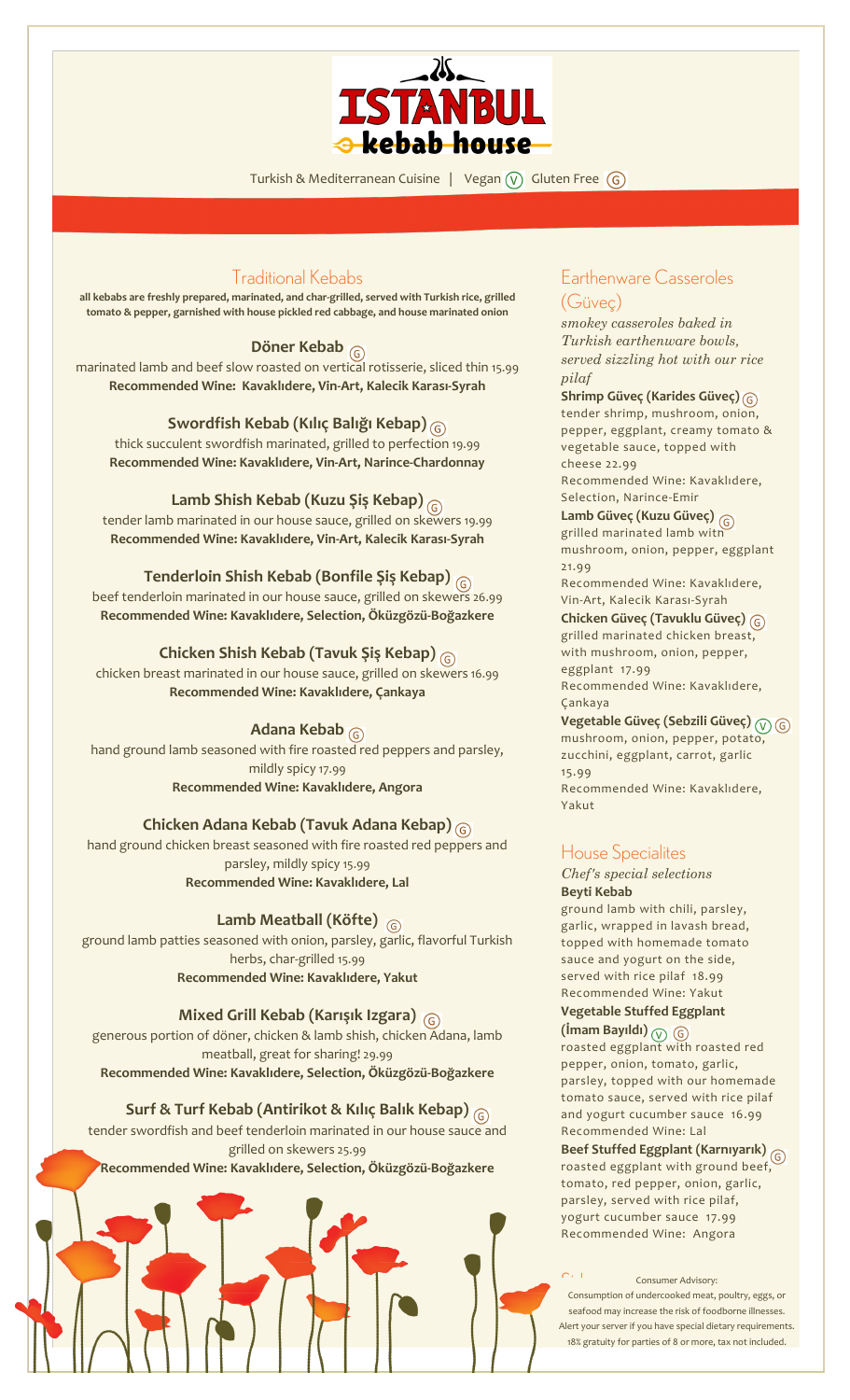# ISTANBUL kebab house

Turkish & Mediterranean Cuisine | Vegan (V) Gluten Free (G)

## Traditional Kebabs

**all kebabs are freshly prepared, marinated, and char-grilled, served with Turkish rice, grilled tomato & pepper, garnished with house pickled red cabbage, and house marinated onion**

### Döner Kebab (G)

marinated lamb and beef slow roasted on vertical rotisserie, sliced thin 15.99
**Recommended Wine: Kavaklıdere, Vin-Art, Kalecik Karası-Syrah**

### Swordfish Kebab (Kılıç Balığı Kebap) (G)

thick succulent swordfish marinated, grilled to perfection 19.99
**Recommended Wine: Kavaklıdere, Vin-Art, Narince-Chardonnay**

### Lamb Shish Kebab (Kuzu Şiş Kebap) (G)

tender lamb marinated in our house sauce, grilled on skewers 19.99
**Recommended Wine: Kavaklıdere, Vin-Art, Kalecik Karası-Syrah**

### Tenderloin Shish Kebab (Bonfile Şiş Kebap) (G)

beef tenderloin marinated in our house sauce, grilled on skewers 26.99
**Recommended Wine: Kavaklıdere, Selection, Öküzgözü-Boğazkere**

### Chicken Shish Kebab (Tavuk Şiş Kebap) (G)

chicken breast marinated in our house sauce, grilled on skewers 16.99
**Recommended Wine: Kavaklıdere, Çankaya**

### Adana Kebab (G)

hand ground lamb seasoned with fire roasted red peppers and parsley, mildly spicy 17.99
**Recommended Wine: Kavaklıdere, Angora**

### Chicken Adana Kebab (Tavuk Adana Kebap) (G)

hand ground chicken breast seasoned with fire roasted red peppers and parsley, mildly spicy 15.99
**Recommended Wine: Kavaklıdere, Lal**

### Lamb Meatball (Köfte) (G)

ground lamb patties seasoned with onion, parsley, garlic, flavorful Turkish herbs, char-grilled 15.99
**Recommended Wine: Kavaklıdere, Yakut**

### Mixed Grill Kebab (Karışık Izgara) (G)

generous portion of döner, chicken & lamb shish, chicken Adana, lamb meatball, great for sharing! 29.99
**Recommended Wine: Kavaklıdere, Selection, Öküzgözü-Boğazkere**

### Surf & Turf Kebab (Antirikot & Kılıç Balık Kebap) (G)

tender swordfish and beef tenderloin marinated in our house sauce and grilled on skewers 25.99
**Recommended Wine: Kavaklıdere, Selection, Öküzgözü-Boğazkere**

## Earthenware Casseroles (Güveç)

*smokey casseroles baked in Turkish earthenware bowls, served sizzling hot with our rice pilaf*

**Shrimp Güveç (Karides Güveç)** (G)
tender shrimp, mushroom, onion, pepper, eggplant, creamy tomato & vegetable sauce, topped with cheese 22.99
Recommended Wine: Kavaklıdere, Selection, Narince-Emir

**Lamb Güveç (Kuzu Güveç)** (G)
grilled marinated lamb with mushroom, onion, pepper, eggplant 21.99
Recommended Wine: Kavaklıdere, Vin-Art, Kalecik Karası-Syrah

**Chicken Güveç (Tavuklu Güveç)** (G)
grilled marinated chicken breast, with mushroom, onion, pepper, eggplant 17.99
Recommended Wine: Kavaklıdere, Çankaya

**Vegetable Güveç (Sebzili Güveç)** (V) (G)
mushroom, onion, pepper, potato, zucchini, eggplant, carrot, garlic 15.99
Recommended Wine: Kavaklıdere, Yakut

## House Specialites

*Chef's special selections*

**Beyti Kebab**
ground lamb with chili, parsley, garlic, wrapped in lavash bread, topped with homemade tomato sauce and yogurt on the side, served with rice pilaf 18.99
Recommended Wine: Yakut

**Vegetable Stuffed Eggplant (İmam Bayıldı)** (V) (G)
roasted eggplant with roasted red pepper, onion, tomato, garlic, parsley, topped with our homemade tomato sauce, served with rice pilaf and yogurt cucumber sauce 16.99
Recommended Wine: Lal

**Beef Stuffed Eggplant (Karnıyarık)** (G)
roasted eggplant with ground beef, tomato, red pepper, onion, garlic, parsley, served with rice pilaf, yogurt cucumber sauce 17.99
Recommended Wine: Angora

Consumer Advisory:
Consumption of undercooked meat, poultry, eggs, or seafood may increase the risk of foodborne illnesses.
Alert your server if you have special dietary requirements.
18% gratuity for parties of 8 or more, tax not included.